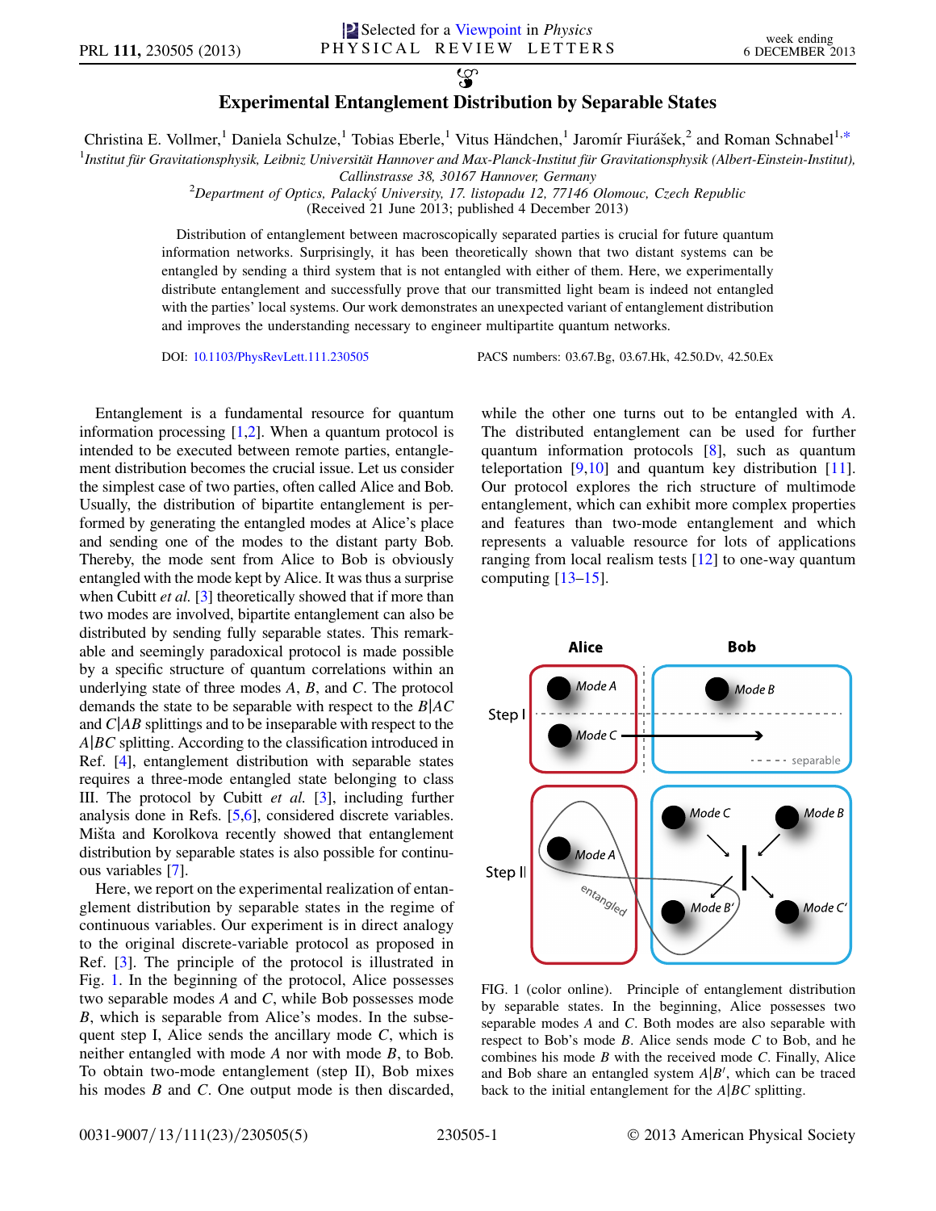Selected for a Viewpoint in *Physics*

# Experimental Entanglement Distribution by Separable States

Christina E. Vollmer,[1] Daniela Schulze,[1] Tobias Eberle,[1] Vitus Händchen,[1] Jaromír Fiurášek,[2] and Roman Schnabel[1,*]

[1]*Institut für Gravitationsphysik, Leibniz Universität Hannover and Max-Planck-Institut für Gravitationsphysik (Albert-Einstein-Institut), Callinstrasse 38, 30167 Hannover, Germany*

[2]*Department of Optics, Palacký University, 17. listopadu 12, 77146 Olomouc, Czech Republic*

(Received 21 June 2013; published 4 December 2013)

Distribution of entanglement between macroscopically separated parties is crucial for future quantum information networks. Surprisingly, it has been theoretically shown that two distant systems can be entangled by sending a third system that is not entangled with either of them. Here, we experimentally distribute entanglement and successfully prove that our transmitted light beam is indeed not entangled with the parties' local systems. Our work demonstrates an unexpected variant of entanglement distribution and improves the understanding necessary to engineer multipartite quantum networks.

DOI: 10.1103/PhysRevLett.111.230505 PACS numbers: 03.67.Bg, 03.67.Hk, 42.50.Dv, 42.50.Ex

Entanglement is a fundamental resource for quantum information processing [1,2]. When a quantum protocol is intended to be executed between remote parties, entanglement distribution becomes the crucial issue. Let us consider the simplest case of two parties, often called Alice and Bob. Usually, the distribution of bipartite entanglement is performed by generating the entangled modes at Alice's place and sending one of the modes to the distant party Bob. Thereby, the mode sent from Alice to Bob is obviously entangled with the mode kept by Alice. It was thus a surprise when Cubitt *et al.* [3] theoretically showed that if more than two modes are involved, bipartite entanglement can also be distributed by sending fully separable states. This remarkable and seemingly paradoxical protocol is made possible by a specific structure of quantum correlations within an underlying state of three modes $A$, $B$, and $C$. The protocol demands the state to be separable with respect to the $B|AC$ and $C|AB$ splittings and to be inseparable with respect to the $A|BC$ splitting. According to the classification introduced in Ref. [4], entanglement distribution with separable states requires a three-mode entangled state belonging to class III. The protocol by Cubitt *et al.* [3], including further analysis done in Refs. [5,6], considered discrete variables. Mišta and Korolkova recently showed that entanglement distribution by separable states is also possible for continuous variables [7].

Here, we report on the experimental realization of entanglement distribution by separable states in the regime of continuous variables. Our experiment is in direct analogy to the original discrete-variable protocol as proposed in Ref. [3]. The principle of the protocol is illustrated in Fig. 1. In the beginning of the protocol, Alice possesses two separable modes $A$ and $C$, while Bob possesses mode $B$, which is separable from Alice's modes. In the subsequent step I, Alice sends the ancillary mode $C$, which is neither entangled with mode $A$ nor with mode $B$, to Bob. To obtain two-mode entanglement (step II), Bob mixes his modes $B$ and $C$. One output mode is then discarded, while the other one turns out to be entangled with $A$. The distributed entanglement can be used for further quantum information protocols [8], such as quantum teleportation [9,10] and quantum key distribution [11]. Our protocol explores the rich structure of multimode entanglement, which can exhibit more complex properties and features than two-mode entanglement and which represents a valuable resource for lots of applications ranging from local realism tests [12] to one-way quantum computing [13–15].

FIG. 1 (color online). Principle of entanglement distribution by separable states. In the beginning, Alice possesses two separable modes $A$ and $C$. Both modes are also separable with respect to Bob's mode $B$. Alice sends mode $C$ to Bob, and he combines his mode $B$ with the received mode $C$. Finally, Alice and Bob share an entangled system $A|B'$, which can be traced back to the initial entanglement for the $A|BC$ splitting.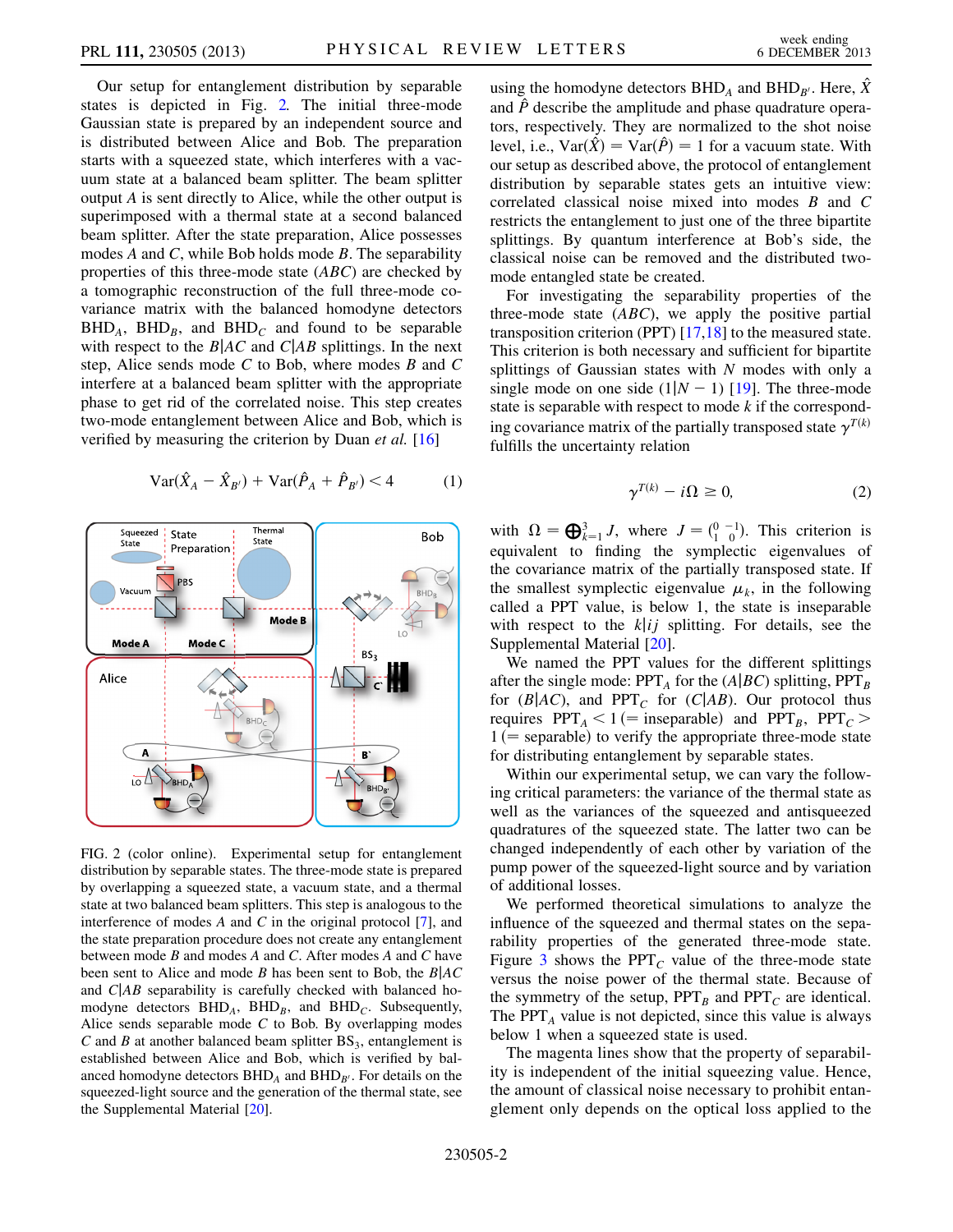Our setup for entanglement distribution by separable states is depicted in Fig. 2. The initial three-mode Gaussian state is prepared by an independent source and is distributed between Alice and Bob. The preparation starts with a squeezed state, which interferes with a vacuum state at a balanced beam splitter. The beam splitter output $A$ is sent directly to Alice, while the other output is superimposed with a thermal state at a second balanced beam splitter. After the state preparation, Alice possesses modes $A$ and $C$, while Bob holds mode $B$. The separability properties of this three-mode state ($ABC$) are checked by a tomographic reconstruction of the full three-mode covariance matrix with the balanced homodyne detectors $\mathrm{BHD}_A$, $\mathrm{BHD}_B$, and $\mathrm{BHD}_C$ and found to be separable with respect to the $B|AC$ and $C|AB$ splittings. In the next step, Alice sends mode $C$ to Bob, where modes $B$ and $C$ interfere at a balanced beam splitter with the appropriate phase to get rid of the correlated noise. This step creates two-mode entanglement between Alice and Bob, which is verified by measuring the criterion by Duan *et al.* [16]

$$\mathrm{Var}(\hat{X}_A - \hat{X}_{B'}) + \mathrm{Var}(\hat{P}_A + \hat{P}_{B'}) < 4 \tag{1}$$

FIG. 2 (color online). Experimental setup for entanglement distribution by separable states. The three-mode state is prepared by overlapping a squeezed state, a vacuum state, and a thermal state at two balanced beam splitters. This step is analogous to the interference of modes $A$ and $C$ in the original protocol [7], and the state preparation procedure does not create any entanglement between mode $B$ and modes $A$ and $C$. After modes $A$ and $C$ have been sent to Alice and mode $B$ has been sent to Bob, the $B|AC$ and $C|AB$ separability is carefully checked with balanced homodyne detectors $\mathrm{BHD}_A$, $\mathrm{BHD}_B$, and $\mathrm{BHD}_C$. Subsequently, Alice sends separable mode $C$ to Bob. By overlapping modes $C$ and $B$ at another balanced beam splitter $\mathrm{BS}_3$, entanglement is established between Alice and Bob, which is verified by balanced homodyne detectors $\mathrm{BHD}_A$ and $\mathrm{BHD}_{B'}$. For details on the squeezed-light source and the generation of the thermal state, see the Supplemental Material [20].

using the homodyne detectors $\mathrm{BHD}_A$ and $\mathrm{BHD}_{B'}$. Here, $\hat{X}$ and $\hat{P}$ describe the amplitude and phase quadrature operators, respectively. They are normalized to the shot noise level, i.e., $\mathrm{Var}(\hat{X}) = \mathrm{Var}(\hat{P}) = 1$ for a vacuum state. With our setup as described above, the protocol of entanglement distribution by separable states gets an intuitive view: correlated classical noise mixed into modes $B$ and $C$ restricts the entanglement to just one of the three bipartite splittings. By quantum interference at Bob's side, the classical noise can be removed and the distributed two-mode entangled state be created.

For investigating the separability properties of the three-mode state ($ABC$), we apply the positive partial transposition criterion (PPT) [17,18] to the measured state. This criterion is both necessary and sufficient for bipartite splittings of Gaussian states with $N$ modes with only a single mode on one side ($1|N-1$) [19]. The three-mode state is separable with respect to mode $k$ if the corresponding covariance matrix of the partially transposed state $\gamma^{T(k)}$ fulfills the uncertainty relation

$$\gamma^{T(k)} - i\Omega \geq 0, \tag{2}$$

with $\Omega = \bigoplus_{k=1}^{3} J$, where $J = \begin{pmatrix} 0 & -1 \\ 1 & 0 \end{pmatrix}$. This criterion is equivalent to finding the symplectic eigenvalues of the covariance matrix of the partially transposed state. If the smallest symplectic eigenvalue $\mu_k$, in the following called a PPT value, is below 1, the state is inseparable with respect to the $k|ij$ splitting. For details, see the Supplemental Material [20].

We named the PPT values for the different splittings after the single mode: $\mathrm{PPT}_A$ for the $(A|BC)$ splitting, $\mathrm{PPT}_B$ for $(B|AC)$, and $\mathrm{PPT}_C$ for $(C|AB)$. Our protocol thus requires $\mathrm{PPT}_A < 1$ ($=$ inseparable) and $\mathrm{PPT}_B$, $\mathrm{PPT}_C > 1$ ($=$ separable) to verify the appropriate three-mode state for distributing entanglement by separable states.

Within our experimental setup, we can vary the following critical parameters: the variance of the thermal state as well as the variances of the squeezed and antisqueezed quadratures of the squeezed state. The latter two can be changed independently of each other by variation of the pump power of the squeezed-light source and by variation of additional losses.

We performed theoretical simulations to analyze the influence of the squeezed and thermal states on the separability properties of the generated three-mode state. Figure 3 shows the $\mathrm{PPT}_C$ value of the three-mode state versus the noise power of the thermal state. Because of the symmetry of the setup, $\mathrm{PPT}_B$ and $\mathrm{PPT}_C$ are identical. The $\mathrm{PPT}_A$ value is not depicted, since this value is always below 1 when a squeezed state is used.

The magenta lines show that the property of separability is independent of the initial squeezing value. Hence, the amount of classical noise necessary to prohibit entanglement only depends on the optical loss applied to the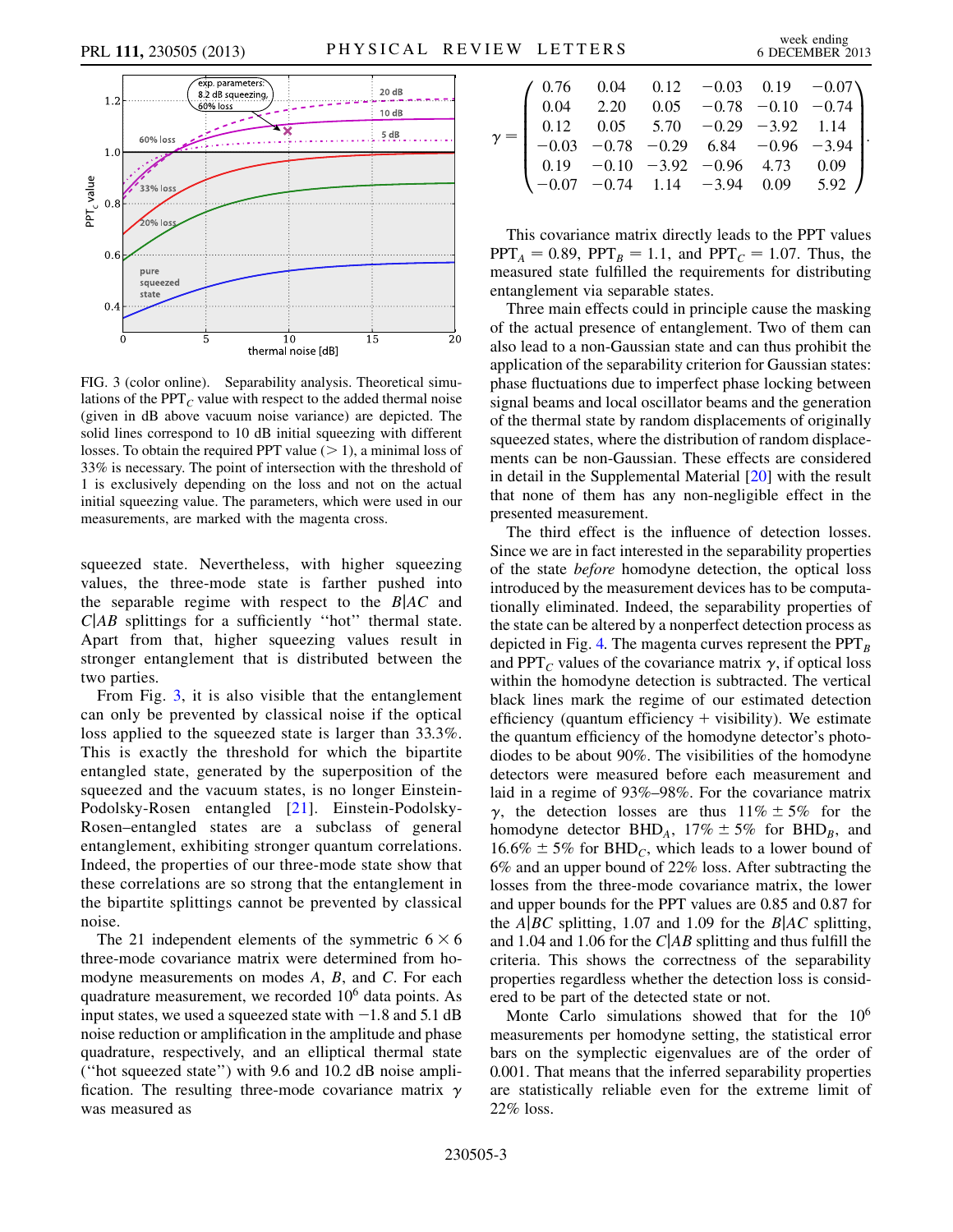FIG. 3 (color online). Separability analysis. Theoretical simulations of the $\mathrm{PPT}_C$ value with respect to the added thermal noise (given in dB above vacuum noise variance) are depicted. The solid lines correspond to 10 dB initial squeezing with different losses. To obtain the required PPT value ($> 1$), a minimal loss of 33% is necessary. The point of intersection with the threshold of 1 is exclusively depending on the loss and not on the actual initial squeezing value. The parameters, which were used in our measurements, are marked with the magenta cross.

squeezed state. Nevertheless, with higher squeezing values, the three-mode state is farther pushed into the separable regime with respect to the $B|AC$ and $C|AB$ splittings for a sufficiently "hot" thermal state. Apart from that, higher squeezing values result in stronger entanglement that is distributed between the two parties.

From Fig. 3, it is also visible that the entanglement can only be prevented by classical noise if the optical loss applied to the squeezed state is larger than 33.3%. This is exactly the threshold for which the bipartite entangled state, generated by the superposition of the squeezed and the vacuum states, is no longer Einstein-Podolsky-Rosen entangled [21]. Einstein-Podolsky-Rosen–entangled states are a subclass of general entanglement, exhibiting stronger quantum correlations. Indeed, the properties of our three-mode state show that these correlations are so strong that the entanglement in the bipartite splittings cannot be prevented by classical noise.

The 21 independent elements of the symmetric $6 \times 6$ three-mode covariance matrix were determined from homodyne measurements on modes $A$, $B$, and $C$. For each quadrature measurement, we recorded $10^6$ data points. As input states, we used a squeezed state with $-1.8$ and 5.1 dB noise reduction or amplification in the amplitude and phase quadrature, respectively, and an elliptical thermal state ("hot squeezed state") with 9.6 and 10.2 dB noise amplification. The resulting three-mode covariance matrix $\gamma$ was measured as

$$\gamma = \begin{pmatrix} 0.76 & 0.04 & 0.12 & -0.03 & 0.19 & -0.07 \\ 0.04 & 2.20 & 0.05 & -0.78 & -0.10 & -0.74 \\ 0.12 & 0.05 & 5.70 & -0.29 & -3.92 & 1.14 \\ -0.03 & -0.78 & -0.29 & 6.84 & -0.96 & -3.94 \\ 0.19 & -0.10 & -3.92 & -0.96 & 4.73 & 0.09 \\ -0.07 & -0.74 & 1.14 & -3.94 & 0.09 & 5.92 \end{pmatrix}.$$

This covariance matrix directly leads to the PPT values $\mathrm{PPT}_A = 0.89$, $\mathrm{PPT}_B = 1.1$, and $\mathrm{PPT}_C = 1.07$. Thus, the measured state fulfilled the requirements for distributing entanglement via separable states.

Three main effects could in principle cause the masking of the actual presence of entanglement. Two of them can also lead to a non-Gaussian state and can thus prohibit the application of the separability criterion for Gaussian states: phase fluctuations due to imperfect phase locking between signal beams and local oscillator beams and the generation of the thermal state by random displacements of originally squeezed states, where the distribution of random displacements can be non-Gaussian. These effects are considered in detail in the Supplemental Material [20] with the result that none of them has any non-negligible effect in the presented measurement.

The third effect is the influence of detection losses. Since we are in fact interested in the separability properties of the state *before* homodyne detection, the optical loss introduced by the measurement devices has to be computationally eliminated. Indeed, the separability properties of the state can be altered by a nonperfect detection process as depicted in Fig. 4. The magenta curves represent the $\mathrm{PPT}_B$ and $\mathrm{PPT}_C$ values of the covariance matrix $\gamma$, if optical loss within the homodyne detection is subtracted. The vertical black lines mark the regime of our estimated detection efficiency (quantum efficiency + visibility). We estimate the quantum efficiency of the homodyne detector's photodiodes to be about 90%. The visibilities of the homodyne detectors were measured before each measurement and laid in a regime of 93%–98%. For the covariance matrix $\gamma$, the detection losses are thus $11\% \pm 5\%$ for the homodyne detector $\mathrm{BHD}_A$, $17\% \pm 5\%$ for $\mathrm{BHD}_B$, and $16.6\% \pm 5\%$ for $\mathrm{BHD}_C$, which leads to a lower bound of 6% and an upper bound of 22% loss. After subtracting the losses from the three-mode covariance matrix, the lower and upper bounds for the PPT values are 0.85 and 0.87 for the $A|BC$ splitting, 1.07 and 1.09 for the $B|AC$ splitting, and 1.04 and 1.06 for the $C|AB$ splitting and thus fulfill the criteria. This shows the correctness of the separability properties regardless whether the detection loss is considered to be part of the detected state or not.

Monte Carlo simulations showed that for the $10^6$ measurements per homodyne setting, the statistical error bars on the symplectic eigenvalues are of the order of 0.001. That means that the inferred separability properties are statistically reliable even for the extreme limit of 22% loss.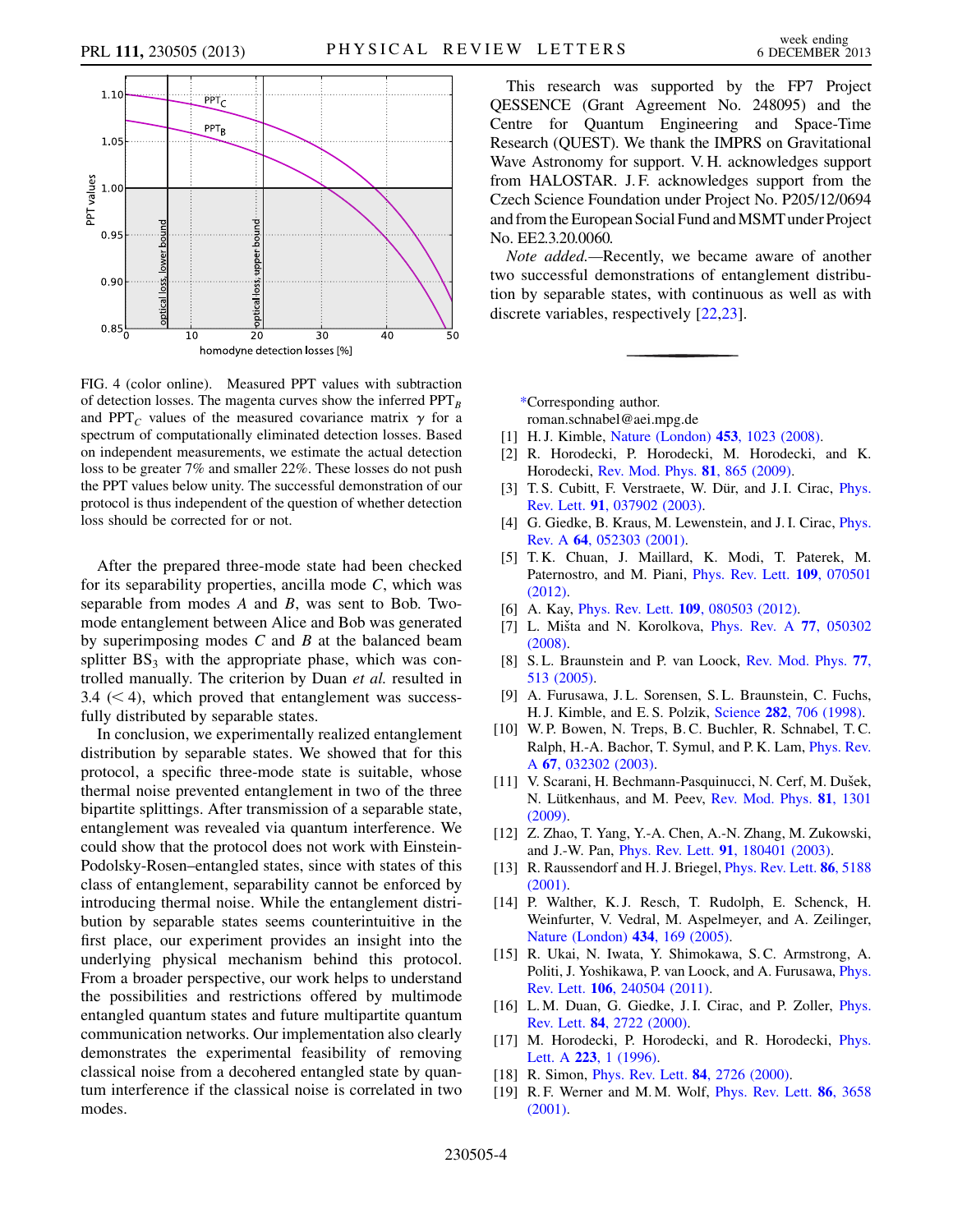FIG. 4 (color online). Measured PPT values with subtraction of detection losses. The magenta curves show the inferred $\mathrm{PPT}_B$ and $\mathrm{PPT}_C$ values of the measured covariance matrix $\gamma$ for a spectrum of computationally eliminated detection losses. Based on independent measurements, we estimate the actual detection loss to be greater 7% and smaller 22%. These losses do not push the PPT values below unity. The successful demonstration of our protocol is thus independent of the question of whether detection loss should be corrected for or not.

After the prepared three-mode state had been checked for its separability properties, ancilla mode $C$, which was separable from modes $A$ and $B$, was sent to Bob. Two-mode entanglement between Alice and Bob was generated by superimposing modes $C$ and $B$ at the balanced beam splitter $\mathrm{BS}_3$ with the appropriate phase, which was controlled manually. The criterion by Duan *et al.* resulted in 3.4 ($<4$), which proved that entanglement was successfully distributed by separable states.

In conclusion, we experimentally realized entanglement distribution by separable states. We showed that for this protocol, a specific three-mode state is suitable, whose thermal noise prevented entanglement in two of the three bipartite splittings. After transmission of a separable state, entanglement was revealed via quantum interference. We could show that the protocol does not work with Einstein-Podolsky-Rosen–entangled states, since with states of this class of entanglement, separability cannot be enforced by introducing thermal noise. While the entanglement distribution by separable states seems counterintuitive in the first place, our experiment provides an insight into the underlying physical mechanism behind this protocol. From a broader perspective, our work helps to understand the possibilities and restrictions offered by multimode entangled quantum states and future multipartite quantum communication networks. Our implementation also clearly demonstrates the experimental feasibility of removing classical noise from a decohered entangled state by quantum interference if the classical noise is correlated in two modes.

This research was supported by the FP7 Project QESSENCE (Grant Agreement No. 248095) and the Centre for Quantum Engineering and Space-Time Research (QUEST). We thank the IMPRS on Gravitational Wave Astronomy for support. V. H. acknowledges support from HALOSTAR. J. F. acknowledges support from the Czech Science Foundation under Project No. P205/12/0694 and from the European Social Fund and MSMT under Project No. EE2.3.20.0060.

*Note added.*—Recently, we became aware of another two successful demonstrations of entanglement distribution by separable states, with continuous as well as with discrete variables, respectively [22,23].

*Corresponding author.
roman.schnabel@aei.mpg.de

[1] H. J. Kimble, Nature (London) **453**, 1023 (2008).

[2] R. Horodecki, P. Horodecki, M. Horodecki, and K. Horodecki, Rev. Mod. Phys. **81**, 865 (2009).

[3] T. S. Cubitt, F. Verstraete, W. Dür, and J. I. Cirac, Phys. Rev. Lett. **91**, 037902 (2003).

[4] G. Giedke, B. Kraus, M. Lewenstein, and J. I. Cirac, Phys. Rev. A **64**, 052303 (2001).

[5] T. K. Chuan, J. Maillard, K. Modi, T. Paterek, M. Paternostro, and M. Piani, Phys. Rev. Lett. **109**, 070501 (2012).

[6] A. Kay, Phys. Rev. Lett. **109**, 080503 (2012).

[7] L. Mišta and N. Korolkova, Phys. Rev. A **77**, 050302 (2008).

[8] S. L. Braunstein and P. van Loock, Rev. Mod. Phys. **77**, 513 (2005).

[9] A. Furusawa, J. L. Sorensen, S. L. Braunstein, C. Fuchs, H. J. Kimble, and E. S. Polzik, Science **282**, 706 (1998).

[10] W. P. Bowen, N. Treps, B. C. Buchler, R. Schnabel, T. C. Ralph, H.-A. Bachor, T. Symul, and P. K. Lam, Phys. Rev. A **67**, 032302 (2003).

[11] V. Scarani, H. Bechmann-Pasquinucci, N. Cerf, M. Dušek, N. Lütkenhaus, and M. Peev, Rev. Mod. Phys. **81**, 1301 (2009).

[12] Z. Zhao, T. Yang, Y.-A. Chen, A.-N. Zhang, M. Zukowski, and J.-W. Pan, Phys. Rev. Lett. **91**, 180401 (2003).

[13] R. Raussendorf and H. J. Briegel, Phys. Rev. Lett. **86**, 5188 (2001).

[14] P. Walther, K. J. Resch, T. Rudolph, E. Schenck, H. Weinfurter, V. Vedral, M. Aspelmeyer, and A. Zeilinger, Nature (London) **434**, 169 (2005).

[15] R. Ukai, N. Iwata, Y. Shimokawa, S. C. Armstrong, A. Politi, J. Yoshikawa, P. van Loock, and A. Furusawa, Phys. Rev. Lett. **106**, 240504 (2011).

[16] L. M. Duan, G. Giedke, J. I. Cirac, and P. Zoller, Phys. Rev. Lett. **84**, 2722 (2000).

[17] M. Horodecki, P. Horodecki, and R. Horodecki, Phys. Lett. A **223**, 1 (1996).

[18] R. Simon, Phys. Rev. Lett. **84**, 2726 (2000).

[19] R. F. Werner and M. M. Wolf, Phys. Rev. Lett. **86**, 3658 (2001).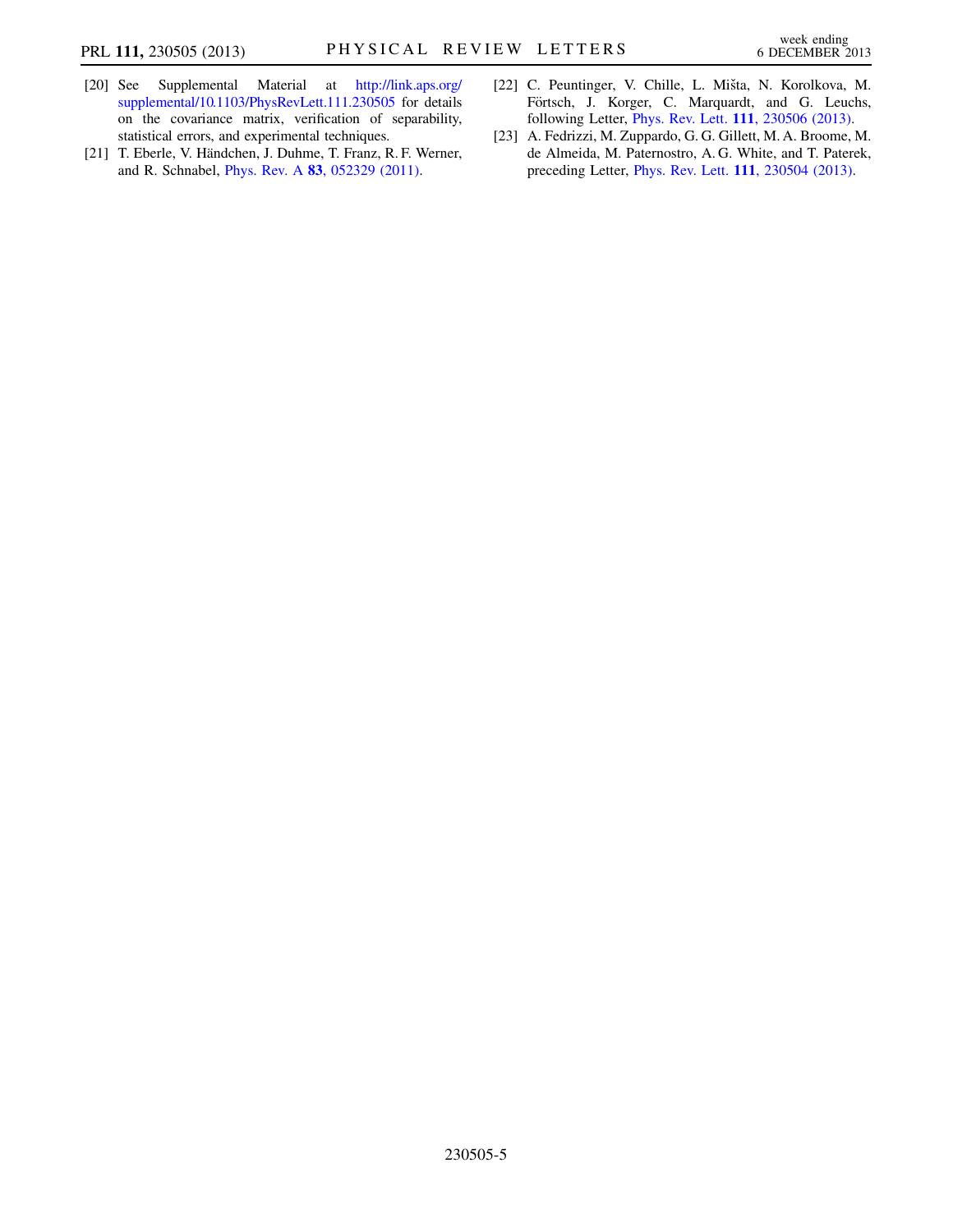[20] See Supplemental Material at http://link.aps.org/supplemental/10.1103/PhysRevLett.111.230505 for details on the covariance matrix, verification of separability, statistical errors, and experimental techniques.

[21] T. Eberle, V. Händchen, J. Duhme, T. Franz, R. F. Werner, and R. Schnabel, Phys. Rev. A **83**, 052329 (2011).

[22] C. Peuntinger, V. Chille, L. Mišta, N. Korolkova, M. Förtsch, J. Korger, C. Marquardt, and G. Leuchs, following Letter, Phys. Rev. Lett. **111**, 230506 (2013).

[23] A. Fedrizzi, M. Zuppardo, G. G. Gillett, M. A. Broome, M. de Almeida, M. Paternostro, A. G. White, and T. Paterek, preceding Letter, Phys. Rev. Lett. **111**, 230504 (2013).